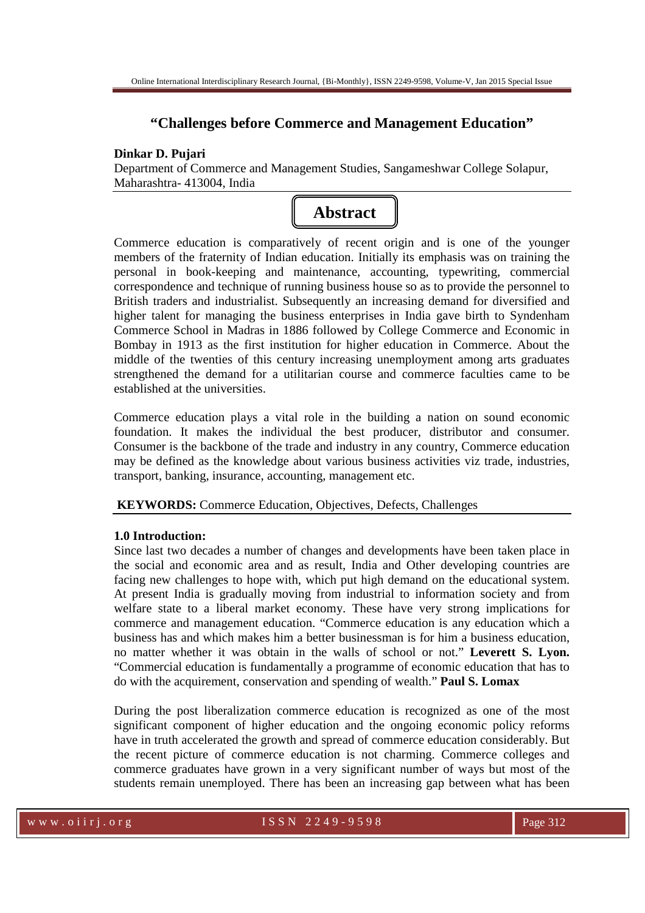# "Challenges before Commerce and Management Education"

**Dinkar D. Pujari**

Department of Commerce and Management Studies, Sangameshwar College Solapur, Maharashtra- 413004, India

## Abstract

Commerce education is comparatively of recent origin and is one of the younger members of the fraternity of Indian education. Initially its emphasis was on training the personal in book-keeping and maintenance, accounting, typewriting, commercial correspondence and technique of running business house so as to provide the personnel to British traders and industrialist. Subsequently an increasing demand for diversified and higher talent for managing the business enterprises in India gave birth to Syndenham Commerce School in Madras in 1886 followed by College Commerce and Economic in Bombay in 1913 as the first institution for higher education in Commerce. About the middle of the twenties of this century increasing unemployment among arts graduates strengthened the demand for a utilitarian course and commerce faculties came to be established at the universities.

Commerce education plays a vital role in the building a nation on sound economic foundation. It makes the individual the best producer, distributor and consumer. Consumer is the backbone of the trade and industry in any country, Commerce education may be defined as the knowledge about various business activities viz trade, industries, transport, banking, insurance, accounting, management etc.

**KEYWORDS:** Commerce Education, Objectives, Defects, Challenges

### 1.0 Introduction:

Since last two decades a number of changes and developments have been taken place in the social and economic area and as result, India and Other developing countries are facing new challenges to hope with, which put high demand on the educational system. At present India is gradually moving from industrial to information society and from welfare state to a liberal market economy. These have very strong implications for commerce and management education. "Commerce education is any education which a business has and which makes him a better businessman is for him a business education, no matter whether it was obtain in the walls of school or not." **Leverett S. Lyon.** "Commercial education is fundamentally a programme of economic education that has to do with the acquirement, conservation and spending of wealth." **Paul S. Lomax**

During the post liberalization commerce education is recognized as one of the most significant component of higher education and the ongoing economic policy reforms have in truth accelerated the growth and spread of commerce education considerably. But the recent picture of commerce education is not charming. Commerce colleges and commerce graduates have grown in a very significant number of ways but most of the students remain unemployed. There has been an increasing gap between what has been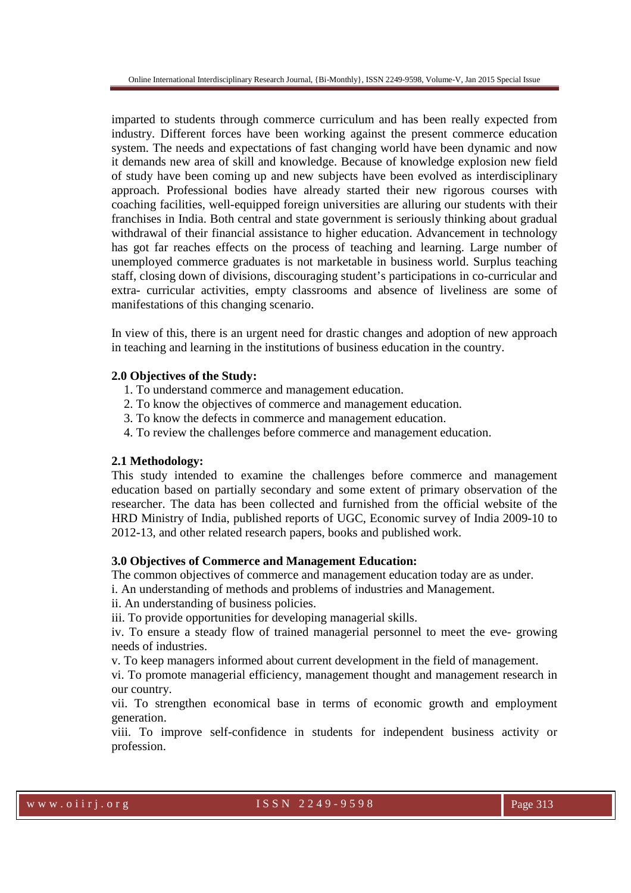imparted to students through commerce curriculum and has been really expected from industry. Different forces have been working against the present commerce education system. The needs and expectations of fast changing world have been dynamic and now it demands new area of skill and knowledge. Because of knowledge explosion new field of study have been coming up and new subjects have been evolved as interdisciplinary approach. Professional bodies have already started their new rigorous courses with coaching facilities, well-equipped foreign universities are alluring our students with their franchises in India. Both central and state government is seriously thinking about gradual withdrawal of their financial assistance to higher education. Advancement in technology has got far reaches effects on the process of teaching and learning. Large number of unemployed commerce graduates is not marketable in business world. Surplus teaching staff, closing down of divisions, discouraging student's participations in co-curricular and extra- curricular activities, empty classrooms and absence of liveliness are some of manifestations of this changing scenario.

In view of this, there is an urgent need for drastic changes and adoption of new approach in teaching and learning in the institutions of business education in the country.

### 2.0 Objectives of the Study:

1. To understand commerce and management education.
2. To know the objectives of commerce and management education.
3. To know the defects in commerce and management education.
4. To review the challenges before commerce and management education.

### 2.1 Methodology:

This study intended to examine the challenges before commerce and management education based on partially secondary and some extent of primary observation of the researcher. The data has been collected and furnished from the official website of the HRD Ministry of India, published reports of UGC, Economic survey of India 2009-10 to 2012-13, and other related research papers, books and published work.

### 3.0 Objectives of Commerce and Management Education:

The common objectives of commerce and management education today are as under.

i. An understanding of methods and problems of industries and Management.

ii. An understanding of business policies.

iii. To provide opportunities for developing managerial skills.

iv. To ensure a steady flow of trained managerial personnel to meet the eve- growing needs of industries.

v. To keep managers informed about current development in the field of management.

vi. To promote managerial efficiency, management thought and management research in our country.

vii. To strengthen economical base in terms of economic growth and employment generation.

viii. To improve self-confidence in students for independent business activity or profession.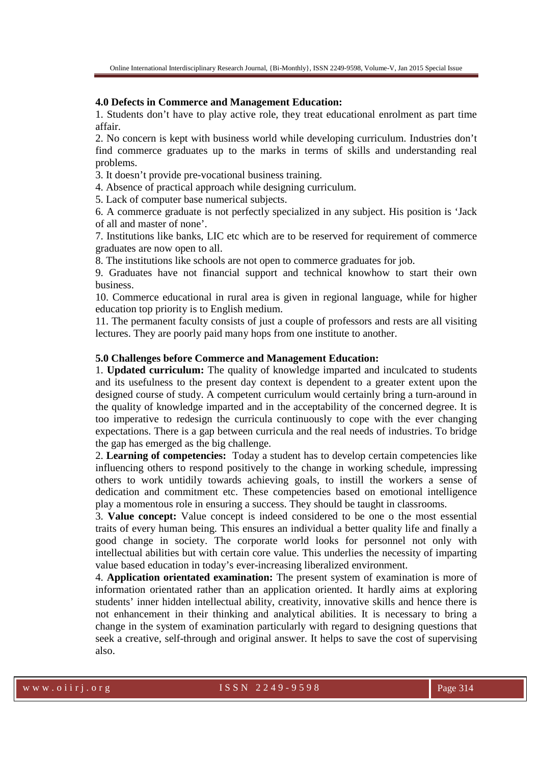**4.0 Defects in Commerce and Management Education:**

1. Students don't have to play active role, they treat educational enrolment as part time affair.
2. No concern is kept with business world while developing curriculum. Industries don't find commerce graduates up to the marks in terms of skills and understanding real problems.
3. It doesn't provide pre-vocational business training.
4. Absence of practical approach while designing curriculum.
5. Lack of computer base numerical subjects.
6. A commerce graduate is not perfectly specialized in any subject. His position is 'Jack of all and master of none'.
7. Institutions like banks, LIC etc which are to be reserved for requirement of commerce graduates are now open to all.
8. The institutions like schools are not open to commerce graduates for job.
9. Graduates have not financial support and technical knowhow to start their own business.
10. Commerce educational in rural area is given in regional language, while for higher education top priority is to English medium.
11. The permanent faculty consists of just a couple of professors and rests are all visiting lectures. They are poorly paid many hops from one institute to another.

**5.0 Challenges before Commerce and Management Education:**

1. **Updated curriculum:** The quality of knowledge imparted and inculcated to students and its usefulness to the present day context is dependent to a greater extent upon the designed course of study. A competent curriculum would certainly bring a turn-around in the quality of knowledge imparted and in the acceptability of the concerned degree. It is too imperative to redesign the curricula continuously to cope with the ever changing expectations. There is a gap between curricula and the real needs of industries. To bridge the gap has emerged as the big challenge.
2. **Learning of competencies:** Today a student has to develop certain competencies like influencing others to respond positively to the change in working schedule, impressing others to work untidily towards achieving goals, to instill the workers a sense of dedication and commitment etc. These competencies based on emotional intelligence play a momentous role in ensuring a success. They should be taught in classrooms.
3. **Value concept:** Value concept is indeed considered to be one o the most essential traits of every human being. This ensures an individual a better quality life and finally a good change in society. The corporate world looks for personnel not only with intellectual abilities but with certain core value. This underlies the necessity of imparting value based education in today's ever-increasing liberalized environment.
4. **Application orientated examination:** The present system of examination is more of information orientated rather than an application oriented. It hardly aims at exploring students' inner hidden intellectual ability, creativity, innovative skills and hence there is not enhancement in their thinking and analytical abilities. It is necessary to bring a change in the system of examination particularly with regard to designing questions that seek a creative, self-through and original answer. It helps to save the cost of supervising also.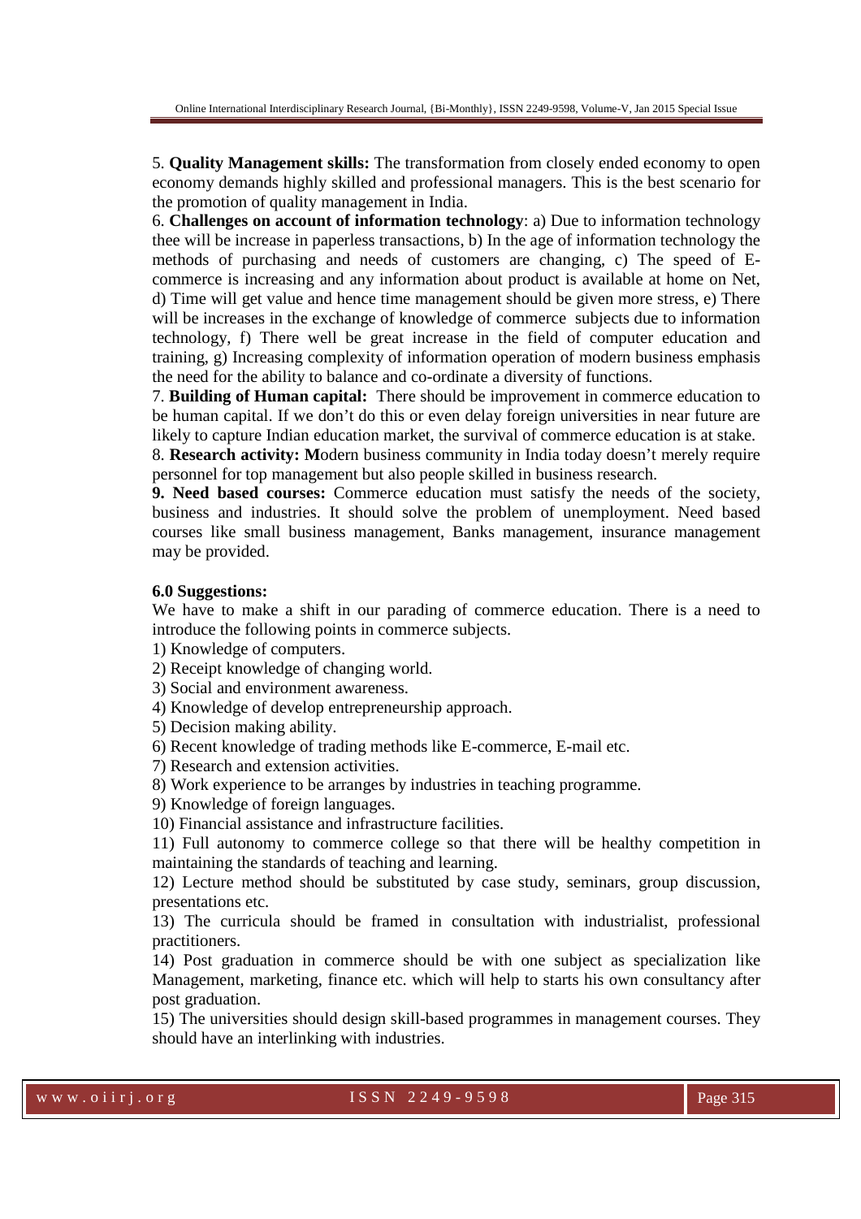5. **Quality Management skills:** The transformation from closely ended economy to open economy demands highly skilled and professional managers. This is the best scenario for the promotion of quality management in India.

6. **Challenges on account of information technology**: a) Due to information technology thee will be increase in paperless transactions, b) In the age of information technology the methods of purchasing and needs of customers are changing, c) The speed of E-commerce is increasing and any information about product is available at home on Net, d) Time will get value and hence time management should be given more stress, e) There will be increases in the exchange of knowledge of commerce subjects due to information technology, f) There well be great increase in the field of computer education and training, g) Increasing complexity of information operation of modern business emphasis the need for the ability to balance and co-ordinate a diversity of functions.

7. **Building of Human capital:** There should be improvement in commerce education to be human capital. If we don't do this or even delay foreign universities in near future are likely to capture Indian education market, the survival of commerce education is at stake.

8. **Research activity: M**odern business community in India today doesn't merely require personnel for top management but also people skilled in business research.

**9. Need based courses:** Commerce education must satisfy the needs of the society, business and industries. It should solve the problem of unemployment. Need based courses like small business management, Banks management, insurance management may be provided.

**6.0 Suggestions:**

We have to make a shift in our parading of commerce education. There is a need to introduce the following points in commerce subjects.

1) Knowledge of computers.
2) Receipt knowledge of changing world.
3) Social and environment awareness.
4) Knowledge of develop entrepreneurship approach.
5) Decision making ability.
6) Recent knowledge of trading methods like E-commerce, E-mail etc.
7) Research and extension activities.
8) Work experience to be arranges by industries in teaching programme.
9) Knowledge of foreign languages.
10) Financial assistance and infrastructure facilities.
11) Full autonomy to commerce college so that there will be healthy competition in maintaining the standards of teaching and learning.
12) Lecture method should be substituted by case study, seminars, group discussion, presentations etc.
13) The curricula should be framed in consultation with industrialist, professional practitioners.
14) Post graduation in commerce should be with one subject as specialization like Management, marketing, finance etc. which will help to starts his own consultancy after post graduation.
15) The universities should design skill-based programmes in management courses. They should have an interlinking with industries.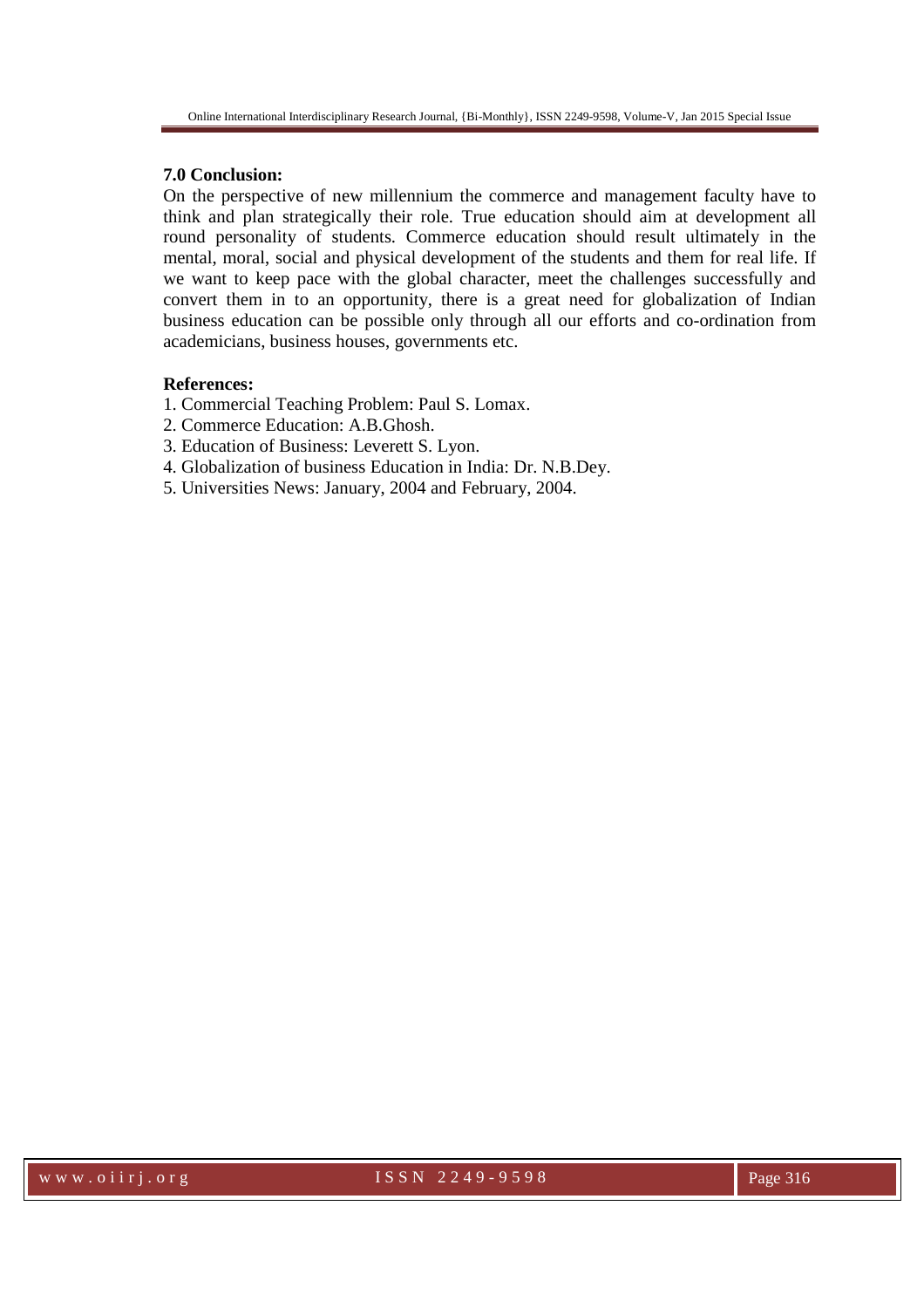**7.0 Conclusion:**

On the perspective of new millennium the commerce and management faculty have to think and plan strategically their role. True education should aim at development all round personality of students. Commerce education should result ultimately in the mental, moral, social and physical development of the students and them for real life. If we want to keep pace with the global character, meet the challenges successfully and convert them in to an opportunity, there is a great need for globalization of Indian business education can be possible only through all our efforts and co-ordination from academicians, business houses, governments etc.

**References:**

1. Commercial Teaching Problem: Paul S. Lomax.
2. Commerce Education: A.B.Ghosh.
3. Education of Business: Leverett S. Lyon.
4. Globalization of business Education in India: Dr. N.B.Dey.
5. Universities News: January, 2004 and February, 2004.